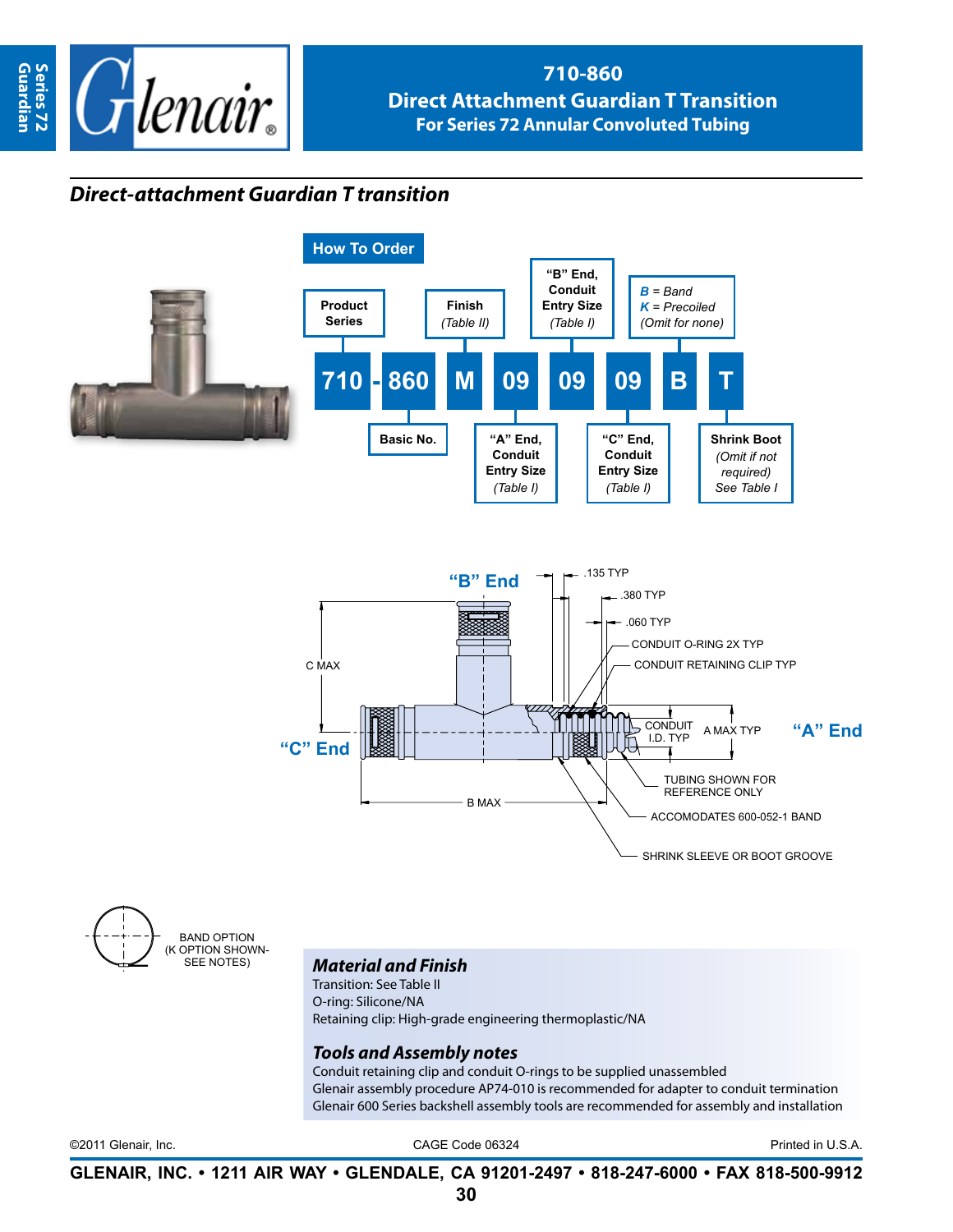# 710-860
## Direct Attachment Guardian T Transition
### For Series 72 Annular Convoluted Tubing

## *Direct-attachment Guardian T transition*

### How To Order

| 710 | 860 | M | 09 | 09 | 09 | B | T |
|---|---|---|---|---|---|---|---|
| Product Series | Basic No. | Finish (Table II) | "A" End, Conduit Entry Size (Table I) | "B" End, Conduit Entry Size (Table I) | "C" End, Conduit Entry Size (Table I) | *B* = Band, *K* = Precoiled (Omit for none) | Shrink Boot (Omit if not required) See Table I |

"B" End

.135 TYP

.380 TYP

.060 TYP

CONDUIT O-RING 2X TYP

CONDUIT RETAINING CLIP TYP

C MAX

"C" End

CONDUIT I.D. TYP

A MAX TYP

"A" End

TUBING SHOWN FOR REFERENCE ONLY

B MAX

ACCOMODATES 600-052-1 BAND

SHRINK SLEEVE OR BOOT GROOVE

BAND OPTION (K OPTION SHOWN- SEE NOTES)

### *Material and Finish*

Transition: See Table II
O-ring: Silicone/NA
Retaining clip: High-grade engineering thermoplastic/NA

### *Tools and Assembly notes*

Conduit retaining clip and conduit O-rings to be supplied unassembled
Glenair assembly procedure AP74-010 is recommended for adapter to conduit termination
Glenair 600 Series backshell assembly tools are recommended for assembly and installation

©2011 Glenair, Inc. CAGE Code 06324 Printed in U.S.A.

**GLENAIR, INC. • 1211 AIR WAY • GLENDALE, CA 91201-2497 • 818-247-6000 • FAX 818-500-9912**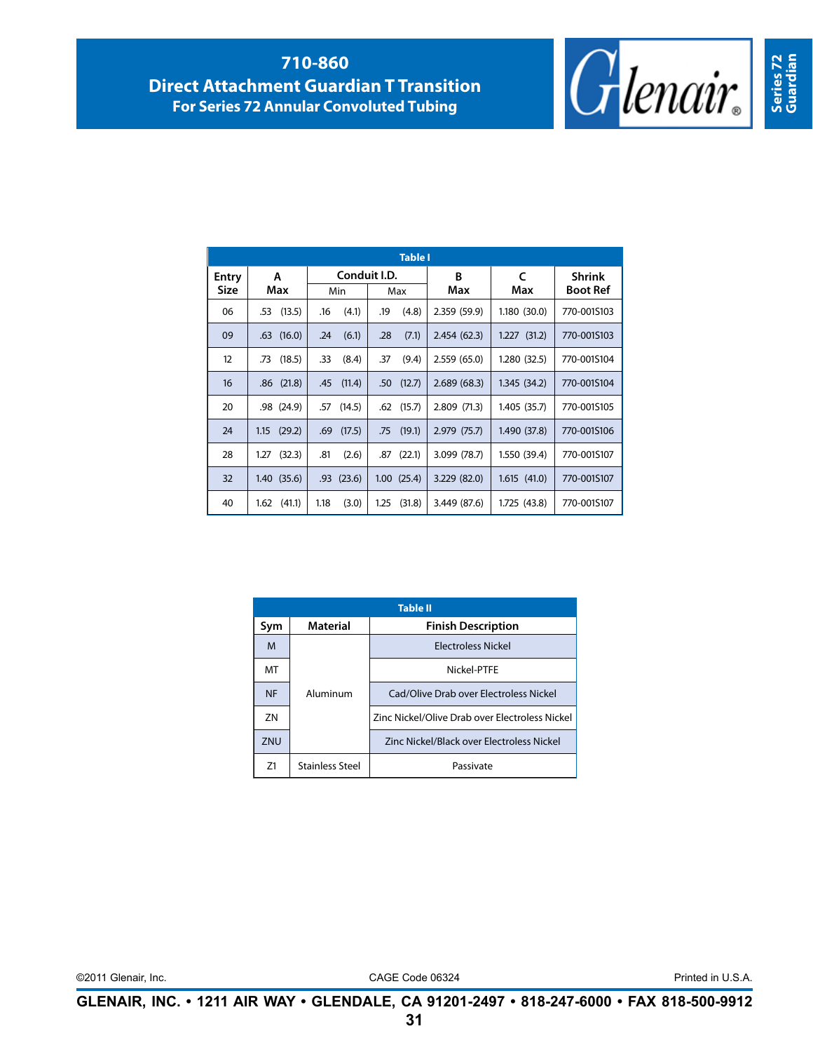# 710-860

## Direct Attachment Guardian T Transition

### For Series 72 Annular Convoluted Tubing

**Table I**

| Entry Size | A Max | Conduit I.D. | | B Max | C Max | Shrink Boot Ref |
|---|---|---|---|---|---|---|
| | | Min | Max | | | |
| 06 | .53 (13.5) | .16 (4.1) | .19 (4.8) | 2.359 (59.9) | 1.180 (30.0) | 770-001S103 |
| 09 | .63 (16.0) | .24 (6.1) | .28 (7.1) | 2.454 (62.3) | 1.227 (31.2) | 770-001S103 |
| 12 | .73 (18.5) | .33 (8.4) | .37 (9.4) | 2.559 (65.0) | 1.280 (32.5) | 770-001S104 |
| 16 | .86 (21.8) | .45 (11.4) | .50 (12.7) | 2.689 (68.3) | 1.345 (34.2) | 770-001S104 |
| 20 | .98 (24.9) | .57 (14.5) | .62 (15.7) | 2.809 (71.3) | 1.405 (35.7) | 770-001S105 |
| 24 | 1.15 (29.2) | .69 (17.5) | .75 (19.1) | 2.979 (75.7) | 1.490 (37.8) | 770-001S106 |
| 28 | 1.27 (32.3) | .81 (2.6) | .87 (22.1) | 3.099 (78.7) | 1.550 (39.4) | 770-001S107 |
| 32 | 1.40 (35.6) | .93 (23.6) | 1.00 (25.4) | 3.229 (82.0) | 1.615 (41.0) | 770-001S107 |
| 40 | 1.62 (41.1) | 1.18 (3.0) | 1.25 (31.8) | 3.449 (87.6) | 1.725 (43.8) | 770-001S107 |

**Table II**

| Sym | Material | Finish Description |
|---|---|---|
| M | Aluminum | Electroless Nickel |
| MT | | Nickel-PTFE |
| NF | | Cad/Olive Drab over Electroless Nickel |
| ZN | | Zinc Nickel/Olive Drab over Electroless Nickel |
| ZNU | | Zinc Nickel/Black over Electroless Nickel |
| Z1 | Stainless Steel | Passivate |

©2011 Glenair, Inc. CAGE Code 06324 Printed in U.S.A.

**GLENAIR, INC. • 1211 AIR WAY • GLENDALE, CA 91201-2497 • 818-247-6000 • FAX 818-500-9912**